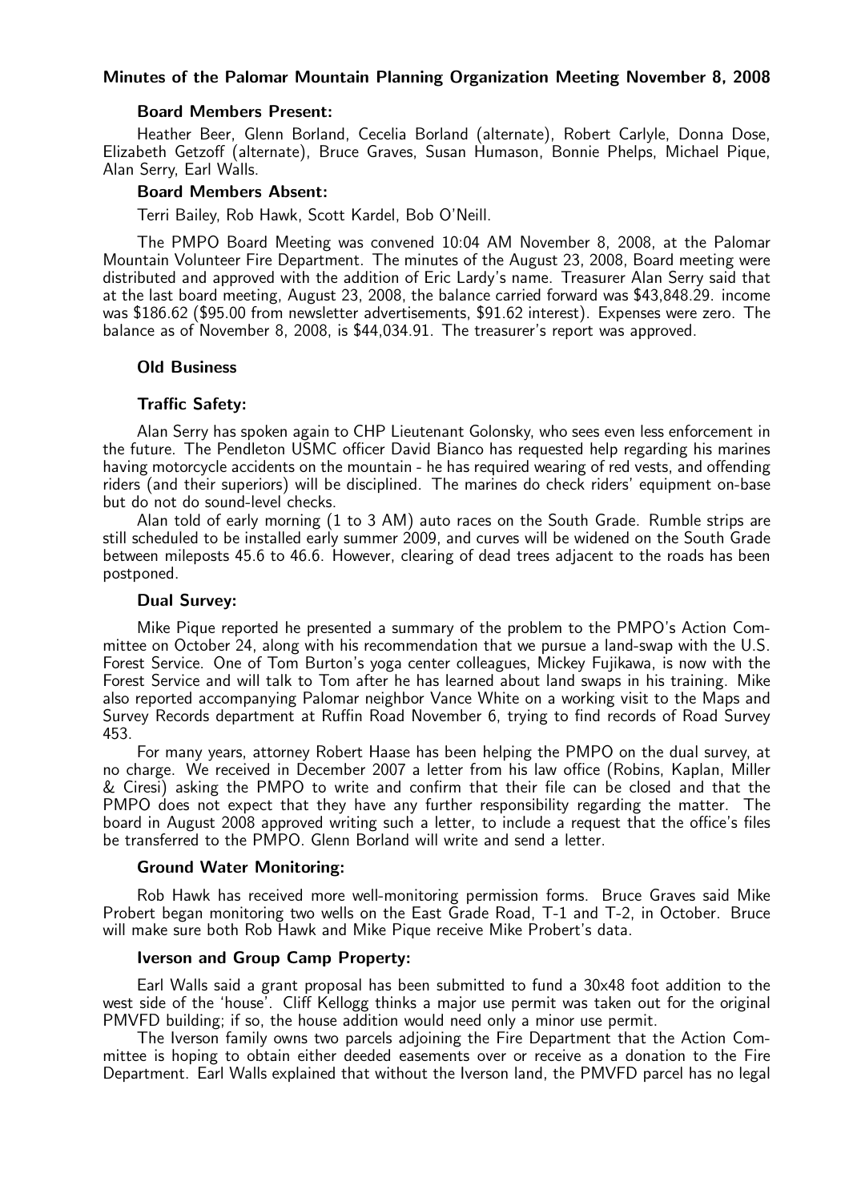# Minutes of the Palomar Mountain Planning Organization Meeting November 8, 2008

### Board Members Present:

Heather Beer, Glenn Borland, Cecelia Borland (alternate), Robert Carlyle, Donna Dose, Elizabeth Getzoff (alternate), Bruce Graves, Susan Humason, Bonnie Phelps, Michael Pique, Alan Serry, Earl Walls.

### Board Members Absent:

Terri Bailey, Rob Hawk, Scott Kardel, Bob O'Neill.

The PMPO Board Meeting was convened 10:04 AM November 8, 2008, at the Palomar Mountain Volunteer Fire Department. The minutes of the August 23, 2008, Board meeting were distributed and approved with the addition of Eric Lardy's name. Treasurer Alan Serry said that at the last board meeting, August 23, 2008, the balance carried forward was $43,848.29. income was $186.62 ($95.00 from newsletter advertisements, $91.62 interest). Expenses were zero. The balance as of November 8, 2008, is $44,034.91. The treasurer's report was approved.

## Old Business

### Traffic Safety:

Alan Serry has spoken again to CHP Lieutenant Golonsky, who sees even less enforcement in the future. The Pendleton USMC officer David Bianco has requested help regarding his marines having motorcycle accidents on the mountain - he has required wearing of red vests, and offending riders (and their superiors) will be disciplined. The marines do check riders' equipment on-base but do not do sound-level checks.

Alan told of early morning (1 to 3 AM) auto races on the South Grade. Rumble strips are still scheduled to be installed early summer 2009, and curves will be widened on the South Grade between mileposts 45.6 to 46.6. However, clearing of dead trees adjacent to the roads has been postponed.

### Dual Survey:

Mike Pique reported he presented a summary of the problem to the PMPO's Action Committee on October 24, along with his recommendation that we pursue a land-swap with the U.S. Forest Service. One of Tom Burton's yoga center colleagues, Mickey Fujikawa, is now with the Forest Service and will talk to Tom after he has learned about land swaps in his training. Mike also reported accompanying Palomar neighbor Vance White on a working visit to the Maps and Survey Records department at Ruffin Road November 6, trying to find records of Road Survey 453.

For many years, attorney Robert Haase has been helping the PMPO on the dual survey, at no charge. We received in December 2007 a letter from his law office (Robins, Kaplan, Miller & Ciresi) asking the PMPO to write and confirm that their file can be closed and that the PMPO does not expect that they have any further responsibility regarding the matter. The board in August 2008 approved writing such a letter, to include a request that the office's files be transferred to the PMPO. Glenn Borland will write and send a letter.

### Ground Water Monitoring:

Rob Hawk has received more well-monitoring permission forms. Bruce Graves said Mike Probert began monitoring two wells on the East Grade Road, T-1 and T-2, in October. Bruce will make sure both Rob Hawk and Mike Pique receive Mike Probert's data.

### Iverson and Group Camp Property:

Earl Walls said a grant proposal has been submitted to fund a 30x48 foot addition to the west side of the 'house'. Cliff Kellogg thinks a major use permit was taken out for the original PMVFD building; if so, the house addition would need only a minor use permit.

The Iverson family owns two parcels adjoining the Fire Department that the Action Committee is hoping to obtain either deeded easements over or receive as a donation to the Fire Department. Earl Walls explained that without the Iverson land, the PMVFD parcel has no legal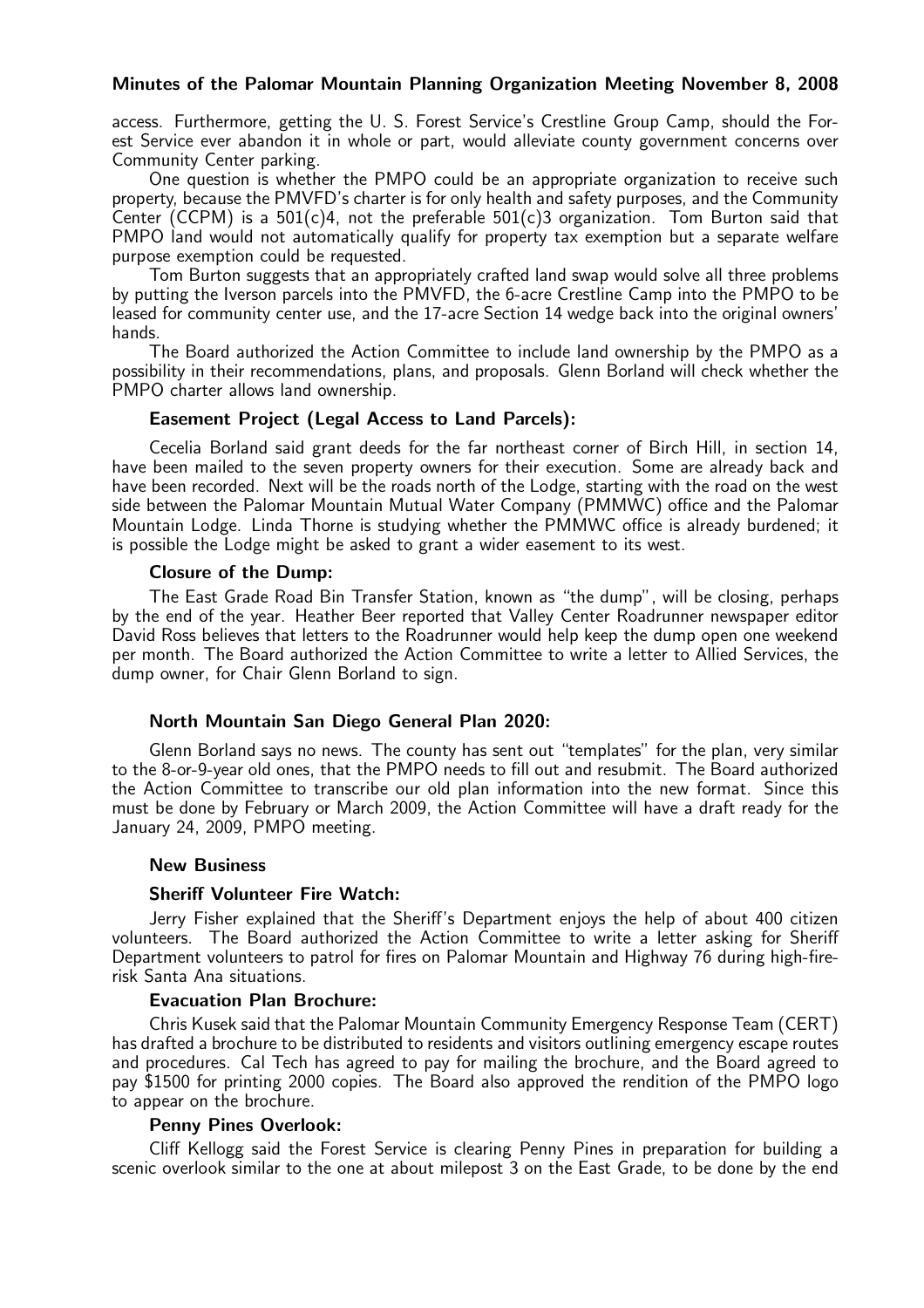access. Furthermore, getting the U. S. Forest Service's Crestline Group Camp, should the Forest Service ever abandon it in whole or part, would alleviate county government concerns over Community Center parking.

One question is whether the PMPO could be an appropriate organization to receive such property, because the PMVFD's charter is for only health and safety purposes, and the Community Center (CCPM) is a 501(c)4, not the preferable 501(c)3 organization. Tom Burton said that PMPO land would not automatically qualify for property tax exemption but a separate welfare purpose exemption could be requested.

Tom Burton suggests that an appropriately crafted land swap would solve all three problems by putting the Iverson parcels into the PMVFD, the 6-acre Crestline Camp into the PMPO to be leased for community center use, and the 17-acre Section 14 wedge back into the original owners' hands.

The Board authorized the Action Committee to include land ownership by the PMPO as a possibility in their recommendations, plans, and proposals. Glenn Borland will check whether the PMPO charter allows land ownership.

**Easement Project (Legal Access to Land Parcels):**

Cecelia Borland said grant deeds for the far northeast corner of Birch Hill, in section 14, have been mailed to the seven property owners for their execution. Some are already back and have been recorded. Next will be the roads north of the Lodge, starting with the road on the west side between the Palomar Mountain Mutual Water Company (PMMWC) office and the Palomar Mountain Lodge. Linda Thorne is studying whether the PMMWC office is already burdened; it is possible the Lodge might be asked to grant a wider easement to its west.

**Closure of the Dump:**

The East Grade Road Bin Transfer Station, known as "the dump", will be closing, perhaps by the end of the year. Heather Beer reported that Valley Center Roadrunner newspaper editor David Ross believes that letters to the Roadrunner would help keep the dump open one weekend per month. The Board authorized the Action Committee to write a letter to Allied Services, the dump owner, for Chair Glenn Borland to sign.

**North Mountain San Diego General Plan 2020:**

Glenn Borland says no news. The county has sent out "templates" for the plan, very similar to the 8-or-9-year old ones, that the PMPO needs to fill out and resubmit. The Board authorized the Action Committee to transcribe our old plan information into the new format. Since this must be done by February or March 2009, the Action Committee will have a draft ready for the January 24, 2009, PMPO meeting.

**New Business**

**Sheriff Volunteer Fire Watch:**

Jerry Fisher explained that the Sheriff's Department enjoys the help of about 400 citizen volunteers. The Board authorized the Action Committee to write a letter asking for Sheriff Department volunteers to patrol for fires on Palomar Mountain and Highway 76 during high-fire-risk Santa Ana situations.

**Evacuation Plan Brochure:**

Chris Kusek said that the Palomar Mountain Community Emergency Response Team (CERT) has drafted a brochure to be distributed to residents and visitors outlining emergency escape routes and procedures. Cal Tech has agreed to pay for mailing the brochure, and the Board agreed to pay $1500 for printing 2000 copies. The Board also approved the rendition of the PMPO logo to appear on the brochure.

**Penny Pines Overlook:**

Cliff Kellogg said the Forest Service is clearing Penny Pines in preparation for building a scenic overlook similar to the one at about milepost 3 on the East Grade, to be done by the end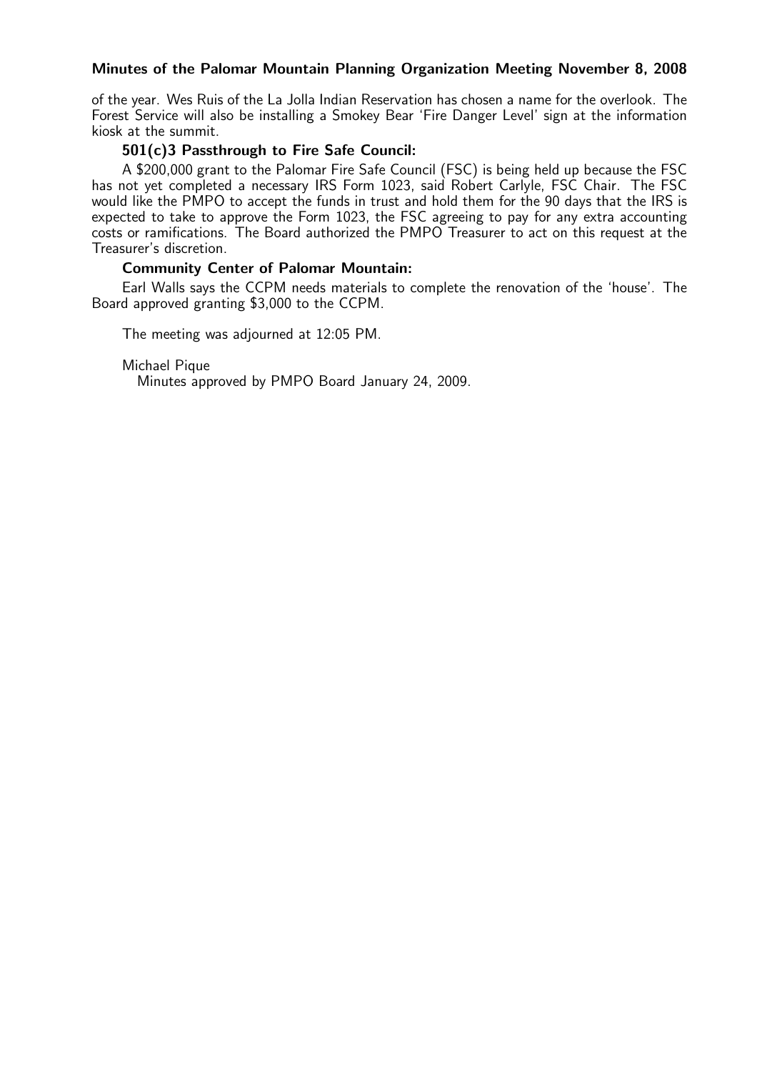of the year. Wes Ruis of the La Jolla Indian Reservation has chosen a name for the overlook. The Forest Service will also be installing a Smokey Bear 'Fire Danger Level' sign at the information kiosk at the summit.

### 501(c)3 Passthrough to Fire Safe Council:

A $200,000 grant to the Palomar Fire Safe Council (FSC) is being held up because the FSC has not yet completed a necessary IRS Form 1023, said Robert Carlyle, FSC Chair. The FSC would like the PMPO to accept the funds in trust and hold them for the 90 days that the IRS is expected to take to approve the Form 1023, the FSC agreeing to pay for any extra accounting costs or ramifications. The Board authorized the PMPO Treasurer to act on this request at the Treasurer's discretion.

### Community Center of Palomar Mountain:

Earl Walls says the CCPM needs materials to complete the renovation of the 'house'. The Board approved granting $3,000 to the CCPM.

The meeting was adjourned at 12:05 PM.

Michael Pique
Minutes approved by PMPO Board January 24, 2009.